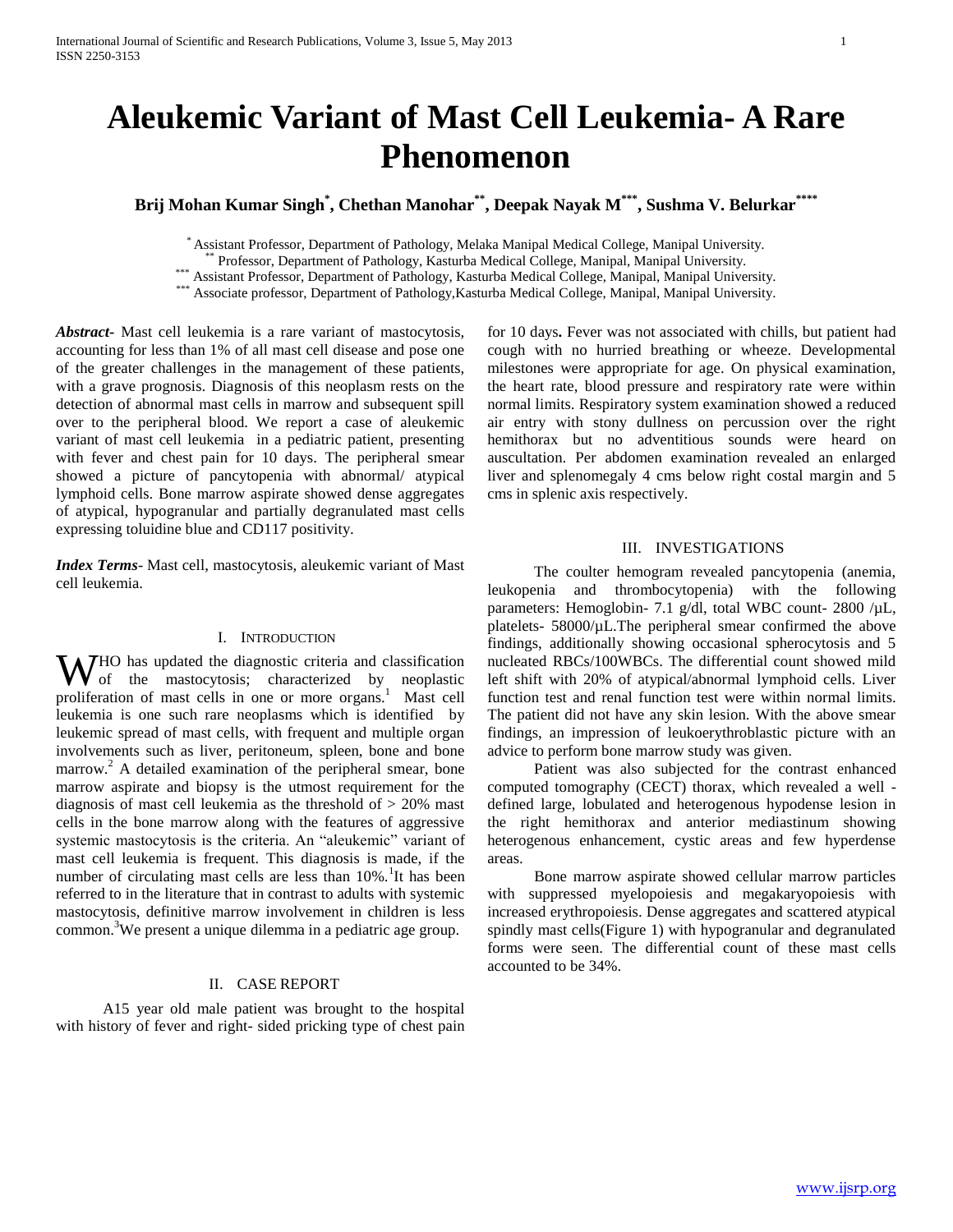# Aleukemic Variant of Mast Cell Leukemia- A Rare Phenomenon

**Brij Mohan Kumar Singh[*], Chethan Manohar[**], Deepak Nayak M[***], Sushma V. Belurkar[****]**

[*] Assistant Professor, Department of Pathology, Melaka Manipal Medical College, Manipal University.
[**] Professor, Department of Pathology, Kasturba Medical College, Manipal, Manipal University.
[***] Assistant Professor, Department of Pathology, Kasturba Medical College, Manipal, Manipal University.
[***] Associate professor, Department of Pathology,Kasturba Medical College, Manipal, Manipal University.

***Abstract***- Mast cell leukemia is a rare variant of mastocytosis, accounting for less than 1% of all mast cell disease and pose one of the greater challenges in the management of these patients, with a grave prognosis. Diagnosis of this neoplasm rests on the detection of abnormal mast cells in marrow and subsequent spill over to the peripheral blood. We report a case of aleukemic variant of mast cell leukemia in a pediatric patient, presenting with fever and chest pain for 10 days. The peripheral smear showed a picture of pancytopenia with abnormal/ atypical lymphoid cells. Bone marrow aspirate showed dense aggregates of atypical, hypogranular and partially degranulated mast cells expressing toluidine blue and CD117 positivity.

***Index Terms***- Mast cell, mastocytosis, aleukemic variant of Mast cell leukemia.

## I. Introduction

WHO has updated the diagnostic criteria and classification of the mastocytosis; characterized by neoplastic proliferation of mast cells in one or more organs.[1] Mast cell leukemia is one such rare neoplasms which is identified by leukemic spread of mast cells, with frequent and multiple organ involvements such as liver, peritoneum, spleen, bone and bone marrow.[2] A detailed examination of the peripheral smear, bone marrow aspirate and biopsy is the utmost requirement for the diagnosis of mast cell leukemia as the threshold of > 20% mast cells in the bone marrow along with the features of aggressive systemic mastocytosis is the criteria. An "aleukemic" variant of mast cell leukemia is frequent. This diagnosis is made, if the number of circulating mast cells are less than 10%.[1]It has been referred to in the literature that in contrast to adults with systemic mastocytosis, definitive marrow involvement in children is less common.[3]We present a unique dilemma in a pediatric age group.

## II. Case Report

A15 year old male patient was brought to the hospital with history of fever and right- sided pricking type of chest pain for 10 days**.** Fever was not associated with chills, but patient had cough with no hurried breathing or wheeze. Developmental milestones were appropriate for age. On physical examination, the heart rate, blood pressure and respiratory rate were within normal limits. Respiratory system examination showed a reduced air entry with stony dullness on percussion over the right hemithorax but no adventitious sounds were heard on auscultation. Per abdomen examination revealed an enlarged liver and splenomegaly 4 cms below right costal margin and 5 cms in splenic axis respectively.

## III. Investigations

The coulter hemogram revealed pancytopenia (anemia, leukopenia and thrombocytopenia) with the following parameters: Hemoglobin- 7.1 g/dl, total WBC count- 2800 /µL, platelets- 58000/µL.The peripheral smear confirmed the above findings, additionally showing occasional spherocytosis and 5 nucleated RBCs/100WBCs. The differential count showed mild left shift with 20% of atypical/abnormal lymphoid cells. Liver function test and renal function test were within normal limits. The patient did not have any skin lesion. With the above smear findings, an impression of leukoerythroblastic picture with an advice to perform bone marrow study was given.

Patient was also subjected for the contrast enhanced computed tomography (CECT) thorax, which revealed a well - defined large, lobulated and heterogenous hypodense lesion in the right hemithorax and anterior mediastinum showing heterogenous enhancement, cystic areas and few hyperdense areas.

Bone marrow aspirate showed cellular marrow particles with suppressed myelopoiesis and megakaryopoiesis with increased erythropoiesis. Dense aggregates and scattered atypical spindly mast cells(Figure 1) with hypogranular and degranulated forms were seen. The differential count of these mast cells accounted to be 34%.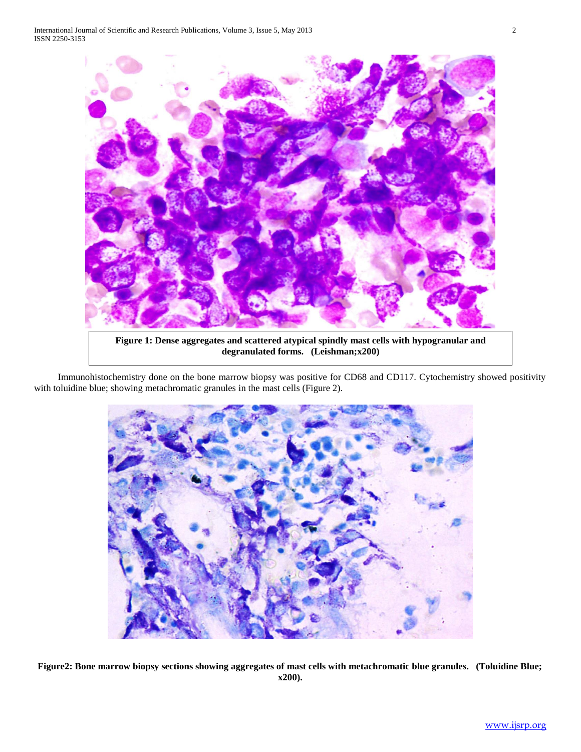Figure 1: Dense aggregates and scattered atypical spindly mast cells with hypogranular and degranulated forms. (Leishman;x200)

Immunohistochemistry done on the bone marrow biopsy was positive for CD68 and CD117. Cytochemistry showed positivity with toluidine blue; showing metachromatic granules in the mast cells (Figure 2).

Figure2: Bone marrow biopsy sections showing aggregates of mast cells with metachromatic blue granules. (Toluidine Blue; x200).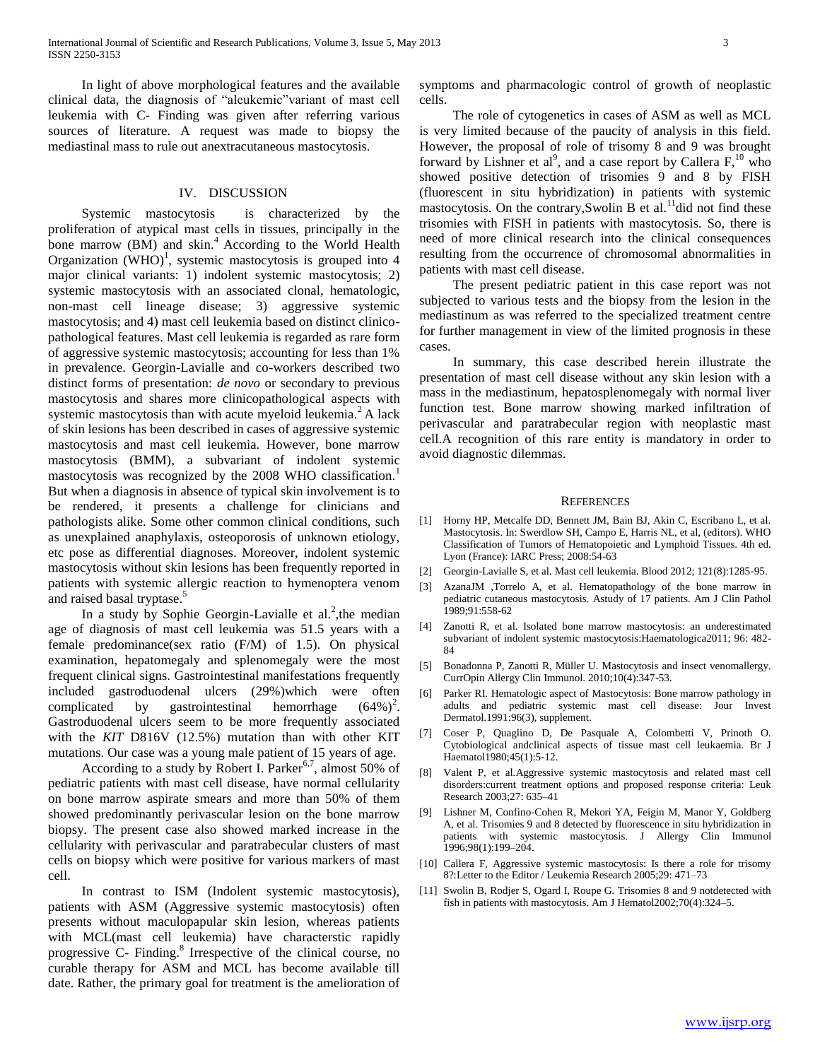In light of above morphological features and the available clinical data, the diagnosis of "aleukemic"variant of mast cell leukemia with C- Finding was given after referring various sources of literature. A request was made to biopsy the mediastinal mass to rule out anextracutaneous mastocytosis.

## IV. DISCUSSION

Systemic mastocytosis is characterized by the proliferation of atypical mast cells in tissues, principally in the bone marrow (BM) and skin.[4] According to the World Health Organization (WHO)[1], systemic mastocytosis is grouped into 4 major clinical variants: 1) indolent systemic mastocytosis; 2) systemic mastocytosis with an associated clonal, hematologic, non-mast cell lineage disease; 3) aggressive systemic mastocytosis; and 4) mast cell leukemia based on distinct clinico-pathological features. Mast cell leukemia is regarded as rare form of aggressive systemic mastocytosis; accounting for less than 1% in prevalence. Georgin-Lavialle and co-workers described two distinct forms of presentation: *de novo* or secondary to previous mastocytosis and shares more clinicopathological aspects with systemic mastocytosis than with acute myeloid leukemia.[2] A lack of skin lesions has been described in cases of aggressive systemic mastocytosis and mast cell leukemia. However, bone marrow mastocytosis (BMM), a subvariant of indolent systemic mastocytosis was recognized by the 2008 WHO classification.[1] But when a diagnosis in absence of typical skin involvement is to be rendered, it presents a challenge for clinicians and pathologists alike. Some other common clinical conditions, such as unexplained anaphylaxis, osteoporosis of unknown etiology, etc pose as differential diagnoses. Moreover, indolent systemic mastocytosis without skin lesions has been frequently reported in patients with systemic allergic reaction to hymenoptera venom and raised basal tryptase.[5]

In a study by Sophie Georgin-Lavialle et al.[2],the median age of diagnosis of mast cell leukemia was 51.5 years with a female predominance(sex ratio (F/M) of 1.5). On physical examination, hepatomegaly and splenomegaly were the most frequent clinical signs. Gastrointestinal manifestations frequently included gastroduodenal ulcers (29%)which were often complicated by gastrointestinal hemorrhage (64%)[2]. Gastroduodenal ulcers seem to be more frequently associated with the *KIT* D816V (12.5%) mutation than with other KIT mutations. Our case was a young male patient of 15 years of age.

According to a study by Robert I. Parker[6,7], almost 50% of pediatric patients with mast cell disease, have normal cellularity on bone marrow aspirate smears and more than 50% of them showed predominantly perivascular lesion on the bone marrow biopsy. The present case also showed marked increase in the cellularity with perivascular and paratrabecular clusters of mast cells on biopsy which were positive for various markers of mast cell.

In contrast to ISM (Indolent systemic mastocytosis), patients with ASM (Aggressive systemic mastocytosis) often presents without maculopapular skin lesion, whereas patients with MCL(mast cell leukemia) have characterstic rapidly progressive C- Finding.[8] Irrespective of the clinical course, no curable therapy for ASM and MCL has become available till date. Rather, the primary goal for treatment is the amelioration of symptoms and pharmacologic control of growth of neoplastic cells.

The role of cytogenetics in cases of ASM as well as MCL is very limited because of the paucity of analysis in this field. However, the proposal of role of trisomy 8 and 9 was brought forward by Lishner et al[9], and a case report by Callera F,[10] who showed positive detection of trisomies 9 and 8 by FISH (fluorescent in situ hybridization) in patients with systemic mastocytosis. On the contrary,Swolin B et al.[11]did not find these trisomies with FISH in patients with mastocytosis. So, there is need of more clinical research into the clinical consequences resulting from the occurrence of chromosomal abnormalities in patients with mast cell disease.

The present pediatric patient in this case report was not subjected to various tests and the biopsy from the lesion in the mediastinum as was referred to the specialized treatment centre for further management in view of the limited prognosis in these cases.

In summary, this case described herein illustrate the presentation of mast cell disease without any skin lesion with a mass in the mediastinum, hepatosplenomegaly with normal liver function test. Bone marrow showing marked infiltration of perivascular and paratrabecular region with neoplastic mast cell.A recognition of this rare entity is mandatory in order to avoid diagnostic dilemmas.

## REFERENCES

[1] Horny HP, Metcalfe DD, Bennett JM, Bain BJ, Akin C, Escribano L, et al. Mastocytosis. In: Swerdlow SH, Campo E, Harris NL, et al, (editors). WHO Classification of Tumors of Hematopoietic and Lymphoid Tissues. 4th ed. Lyon (France): IARC Press; 2008:54-63

[2] Georgin-Lavialle S, et al. Mast cell leukemia. Blood 2012; 121(8):1285-95.

[3] AzanaJM ,Torrelo A, et al. Hematopathology of the bone marrow in pediatric cutaneous mastocytosis. Astudy of 17 patients. Am J Clin Pathol 1989;91:558-62

[4] Zanotti R, et al. Isolated bone marrow mastocytosis: an underestimated subvariant of indolent systemic mastocytosis:Haematologica2011; 96: 482-84

[5] Bonadonna P, Zanotti R, Müller U. Mastocytosis and insect venomallergy. CurrOpin Allergy Clin Immunol. 2010;10(4):347-53.

[6] Parker RI. Hematologic aspect of Mastocytosis: Bone marrow pathology in adults and pediatric systemic mast cell disease: Jour Invest Dermatol.1991:96(3), supplement.

[7] Coser P, Quaglino D, De Pasquale A, Colombetti V, Prinoth O. Cytobiological andclinical aspects of tissue mast cell leukaemia. Br J Haematol1980;45(1):5-12.

[8] Valent P, et al.Aggressive systemic mastocytosis and related mast cell disorders:current treatment options and proposed response criteria: Leuk Research 2003;27: 635–41

[9] Lishner M, Confino-Cohen R, Mekori YA, Feigin M, Manor Y, Goldberg A, et al. Trisomies 9 and 8 detected by fluorescence in situ hybridization in patients with systemic mastocytosis. J Allergy Clin Immunol 1996;98(1):199–204.

[10] Callera F, Aggressive systemic mastocytosis: Is there a role for trisomy 8?:Letter to the Editor / Leukemia Research 2005;29: 471–73

[11] Swolin B, Rodjer S, Ogard I, Roupe G. Trisomies 8 and 9 notdetected with fish in patients with mastocytosis. Am J Hematol2002;70(4):324–5.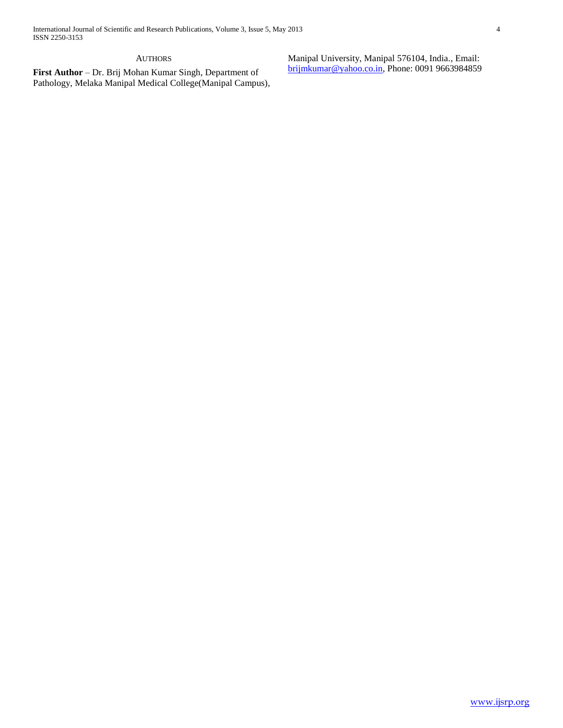## AUTHORS

**First Author** – Dr. Brij Mohan Kumar Singh, Department of Pathology, Melaka Manipal Medical College(Manipal Campus), Manipal University, Manipal 576104, India., Email: brijmkumar@yahoo.co.in, Phone: 0091 9663984859